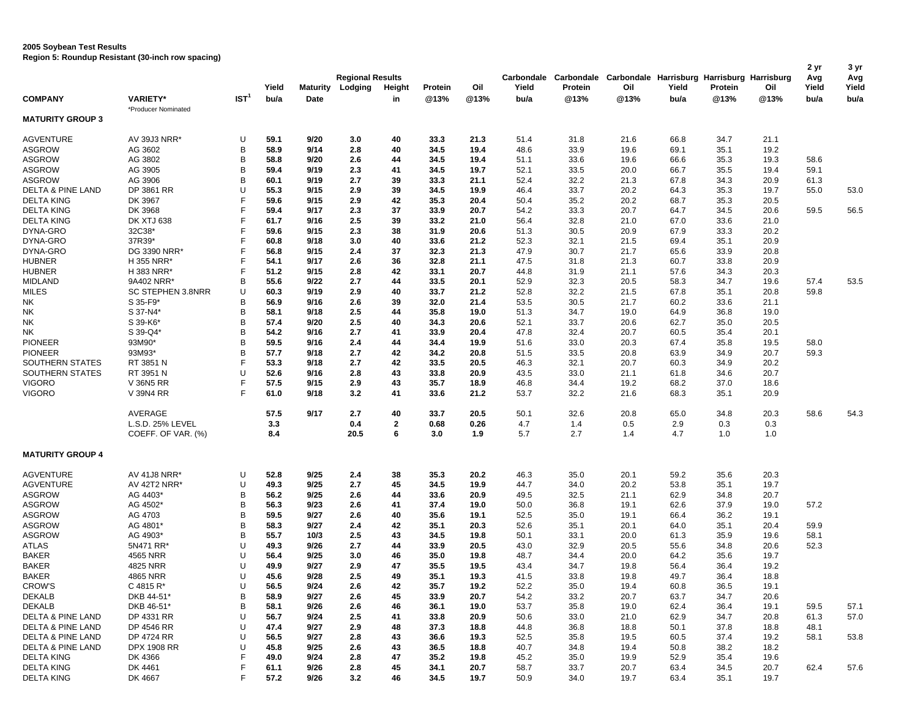**2005 Soybean Test Results**
**Region 5: Roundup Resistant (30-inch row spacing)**

| COMPANY | VARIETY* | IST[1] | Yield bu/a | Maturity Date | Regional Results Lodging | Height in | Protein @13% | Oil @13% | Carbondale Yield bu/a | Carbondale Protein @13% | Carbondale Oil @13% | Harrisburg Yield bu/a | Harrisburg Protein @13% | Harrisburg Oil @13% | 2 yr Avg Yield bu/a | 3 yr Avg Yield bu/a |
|---|---|---|---|---|---|---|---|---|---|---|---|---|---|---|---|---|
| | *Producer Nominated | | | | | | | | | | | | | | | |
| **MATURITY GROUP 3** | | | | | | | | | | | | | | | | |
| AGVENTURE | AV 39J3 NRR* | U | **59.1** | **9/20** | **3.0** | **40** | **33.3** | **21.3** | 51.4 | 31.8 | 21.6 | 66.8 | 34.7 | 21.1 | | |
| ASGROW | AG 3602 | B | **58.9** | **9/14** | **2.8** | **40** | **34.5** | **19.4** | 48.6 | 33.9 | 19.6 | 69.1 | 35.1 | 19.2 | | |
| ASGROW | AG 3802 | B | **58.8** | **9/20** | **2.6** | **44** | **34.5** | **19.4** | 51.1 | 33.6 | 19.6 | 66.6 | 35.3 | 19.3 | 58.6 | |
| ASGROW | AG 3905 | B | **59.4** | **9/19** | **2.3** | **41** | **34.5** | **19.7** | 52.1 | 33.5 | 20.0 | 66.7 | 35.5 | 19.4 | 59.1 | |
| ASGROW | AG 3906 | B | **60.1** | **9/19** | **2.7** | **39** | **33.3** | **21.1** | 52.4 | 32.2 | 21.3 | 67.8 | 34.3 | 20.9 | 61.3 | |
| DELTA & PINE LAND | DP 3861 RR | U | **55.3** | **9/15** | **2.9** | **39** | **34.5** | **19.9** | 46.4 | 33.7 | 20.2 | 64.3 | 35.3 | 19.7 | 55.0 | 53.0 |
| DELTA KING | DK 3967 | F | **59.6** | **9/15** | **2.9** | **42** | **35.3** | **20.4** | 50.4 | 35.2 | 20.2 | 68.7 | 35.3 | 20.5 | | |
| DELTA KING | DK 3968 | F | **59.4** | **9/17** | **2.3** | **37** | **33.9** | **20.7** | 54.2 | 33.3 | 20.7 | 64.7 | 34.5 | 20.6 | 59.5 | 56.5 |
| DELTA KING | DK XTJ 638 | F | **61.7** | **9/16** | **2.5** | **39** | **33.2** | **21.0** | 56.4 | 32.8 | 21.0 | 67.0 | 33.6 | 21.0 | | |
| DYNA-GRO | 32C38* | F | **59.6** | **9/15** | **2.3** | **38** | **31.9** | **20.6** | 51.3 | 30.5 | 20.9 | 67.9 | 33.3 | 20.2 | | |
| DYNA-GRO | 37R39* | F | **60.8** | **9/18** | **3.0** | **40** | **33.6** | **21.2** | 52.3 | 32.1 | 21.5 | 69.4 | 35.1 | 20.9 | | |
| DYNA-GRO | DG 3390 NRR* | F | **56.8** | **9/15** | **2.4** | **37** | **32.3** | **21.3** | 47.9 | 30.7 | 21.7 | 65.6 | 33.9 | 20.8 | | |
| HUBNER | H 355 NRR* | F | **54.1** | **9/17** | **2.6** | **36** | **32.8** | **21.1** | 47.5 | 31.8 | 21.3 | 60.7 | 33.8 | 20.9 | | |
| HUBNER | H 383 NRR* | F | **51.2** | **9/15** | **2.8** | **42** | **33.1** | **20.7** | 44.8 | 31.9 | 21.1 | 57.6 | 34.3 | 20.3 | | |
| MIDLAND | 9A402 NRR* | B | **55.6** | **9/22** | **2.7** | **44** | **33.5** | **20.1** | 52.9 | 32.3 | 20.5 | 58.3 | 34.7 | 19.6 | 57.4 | 53.5 |
| MILES | SC STEPHEN 3.8NRR | U | **60.3** | **9/19** | **2.9** | **40** | **33.7** | **21.2** | 52.8 | 32.2 | 21.5 | 67.8 | 35.1 | 20.8 | 59.8 | |
| NK | S 35-F9* | B | **56.9** | **9/16** | **2.6** | **39** | **32.0** | **21.4** | 53.5 | 30.5 | 21.7 | 60.2 | 33.6 | 21.1 | | |
| NK | S 37-N4* | B | **58.1** | **9/18** | **2.5** | **44** | **35.8** | **19.0** | 51.3 | 34.7 | 19.0 | 64.9 | 36.8 | 19.0 | | |
| NK | S 39-K6* | B | **57.4** | **9/20** | **2.5** | **40** | **34.3** | **20.6** | 52.1 | 33.7 | 20.6 | 62.7 | 35.0 | 20.5 | | |
| NK | S 39-Q4* | B | **54.2** | **9/16** | **2.7** | **41** | **33.9** | **20.4** | 47.8 | 32.4 | 20.7 | 60.5 | 35.4 | 20.1 | | |
| PIONEER | 93M90* | B | **59.5** | **9/16** | **2.4** | **44** | **34.4** | **19.9** | 51.6 | 33.0 | 20.3 | 67.4 | 35.8 | 19.5 | 58.0 | |
| PIONEER | 93M93* | B | **57.7** | **9/18** | **2.7** | **42** | **34.2** | **20.8** | 51.5 | 33.5 | 20.8 | 63.9 | 34.9 | 20.7 | 59.3 | |
| SOUTHERN STATES | RT 3851 N | F | **53.3** | **9/18** | **2.7** | **42** | **33.5** | **20.5** | 46.3 | 32.1 | 20.7 | 60.3 | 34.9 | 20.2 | | |
| SOUTHERN STATES | RT 3951 N | U | **52.6** | **9/16** | **2.8** | **43** | **33.8** | **20.9** | 43.5 | 33.0 | 21.1 | 61.8 | 34.6 | 20.7 | | |
| VIGORO | V 36N5 RR | F | **57.5** | **9/15** | **2.9** | **43** | **35.7** | **18.9** | 46.8 | 34.4 | 19.2 | 68.2 | 37.0 | 18.6 | | |
| VIGORO | V 39N4 RR | F | **61.0** | **9/18** | **3.2** | **41** | **33.6** | **21.2** | 53.7 | 32.2 | 21.6 | 68.3 | 35.1 | 20.9 | | |
| | AVERAGE | | **57.5** | **9/17** | **2.7** | **40** | **33.7** | **20.5** | 50.1 | 32.6 | 20.8 | 65.0 | 34.8 | 20.3 | 58.6 | 54.3 |
| | L.S.D. 25% LEVEL | | **3.3** | | **0.4** | **2** | **0.68** | **0.26** | 4.7 | 1.4 | 0.5 | 2.9 | 0.3 | 0.3 | | |
| | COEFF. OF VAR. (%) | | **8.4** | | **20.5** | **6** | **3.0** | **1.9** | 5.7 | 2.7 | 1.4 | 4.7 | 1.0 | 1.0 | | |
| **MATURITY GROUP 4** | | | | | | | | | | | | | | | | |
| AGVENTURE | AV 41J8 NRR* | U | **52.8** | **9/25** | **2.4** | **38** | **35.3** | **20.2** | 46.3 | 35.0 | 20.1 | 59.2 | 35.6 | 20.3 | | |
| AGVENTURE | AV 42T2 NRR* | U | **49.3** | **9/25** | **2.7** | **45** | **34.5** | **19.9** | 44.7 | 34.0 | 20.2 | 53.8 | 35.1 | 19.7 | | |
| ASGROW | AG 4403* | B | **56.2** | **9/25** | **2.6** | **44** | **33.6** | **20.9** | 49.5 | 32.5 | 21.1 | 62.9 | 34.8 | 20.7 | | |
| ASGROW | AG 4502* | B | **56.3** | **9/23** | **2.6** | **41** | **37.4** | **19.0** | 50.0 | 36.8 | 19.1 | 62.6 | 37.9 | 19.0 | 57.2 | |
| ASGROW | AG 4703 | B | **59.5** | **9/27** | **2.6** | **40** | **35.6** | **19.1** | 52.5 | 35.0 | 19.1 | 66.4 | 36.2 | 19.1 | | |
| ASGROW | AG 4801* | B | **58.3** | **9/27** | **2.4** | **42** | **35.1** | **20.3** | 52.6 | 35.1 | 20.1 | 64.0 | 35.1 | 20.4 | 59.9 | |
| ASGROW | AG 4903* | B | **55.7** | **10/3** | **2.5** | **43** | **34.5** | **19.8** | 50.1 | 33.1 | 20.0 | 61.3 | 35.9 | 19.6 | 58.1 | |
| ATLAS | 5N471 RR* | U | **49.3** | **9/26** | **2.7** | **44** | **33.9** | **20.5** | 43.0 | 32.9 | 20.5 | 55.6 | 34.8 | 20.6 | 52.3 | |
| BAKER | 4565 NRR | U | **56.4** | **9/25** | **3.0** | **46** | **35.0** | **19.8** | 48.7 | 34.4 | 20.0 | 64.2 | 35.6 | 19.7 | | |
| BAKER | 4825 NRR | U | **49.9** | **9/27** | **2.9** | **47** | **35.5** | **19.5** | 43.4 | 34.7 | 19.8 | 56.4 | 36.4 | 19.2 | | |
| BAKER | 4865 NRR | U | **45.6** | **9/28** | **2.5** | **49** | **35.1** | **19.3** | 41.5 | 33.8 | 19.8 | 49.7 | 36.4 | 18.8 | | |
| CROW'S | C 4815 R* | U | **56.5** | **9/24** | **2.6** | **42** | **35.7** | **19.2** | 52.2 | 35.0 | 19.4 | 60.8 | 36.5 | 19.1 | | |
| DEKALB | DKB 44-51* | B | **58.9** | **9/27** | **2.6** | **45** | **33.9** | **20.7** | 54.2 | 33.2 | 20.7 | 63.7 | 34.7 | 20.6 | | |
| DEKALB | DKB 46-51* | B | **58.1** | **9/26** | **2.6** | **46** | **36.1** | **19.0** | 53.7 | 35.8 | 19.0 | 62.4 | 36.4 | 19.1 | 59.5 | 57.1 |
| DELTA & PINE LAND | DP 4331 RR | U | **56.7** | **9/24** | **2.5** | **41** | **33.8** | **20.9** | 50.6 | 33.0 | 21.0 | 62.9 | 34.7 | 20.8 | 61.3 | 57.0 |
| DELTA & PINE LAND | DP 4546 RR | U | **47.4** | **9/27** | **2.9** | **48** | **37.3** | **18.8** | 44.8 | 36.8 | 18.8 | 50.1 | 37.8 | 18.8 | 48.1 | |
| DELTA & PINE LAND | DP 4724 RR | U | **56.5** | **9/27** | **2.8** | **43** | **36.6** | **19.3** | 52.5 | 35.8 | 19.5 | 60.5 | 37.4 | 19.2 | 58.1 | 53.8 |
| DELTA & PINE LAND | DPX 1908 RR | U | **45.8** | **9/25** | **2.6** | **43** | **36.5** | **18.8** | 40.7 | 34.8 | 19.4 | 50.8 | 38.2 | 18.2 | | |
| DELTA KING | DK 4366 | F | **49.0** | **9/24** | **2.8** | **47** | **35.2** | **19.8** | 45.2 | 35.0 | 19.9 | 52.9 | 35.4 | 19.6 | | |
| DELTA KING | DK 4461 | F | **61.1** | **9/26** | **2.8** | **45** | **34.1** | **20.7** | 58.7 | 33.7 | 20.7 | 63.4 | 34.5 | 20.7 | 62.4 | 57.6 |
| DELTA KING | DK 4667 | F | **57.2** | **9/26** | **3.2** | **46** | **34.5** | **19.7** | 50.9 | 34.0 | 19.7 | 63.4 | 35.1 | 19.7 | | |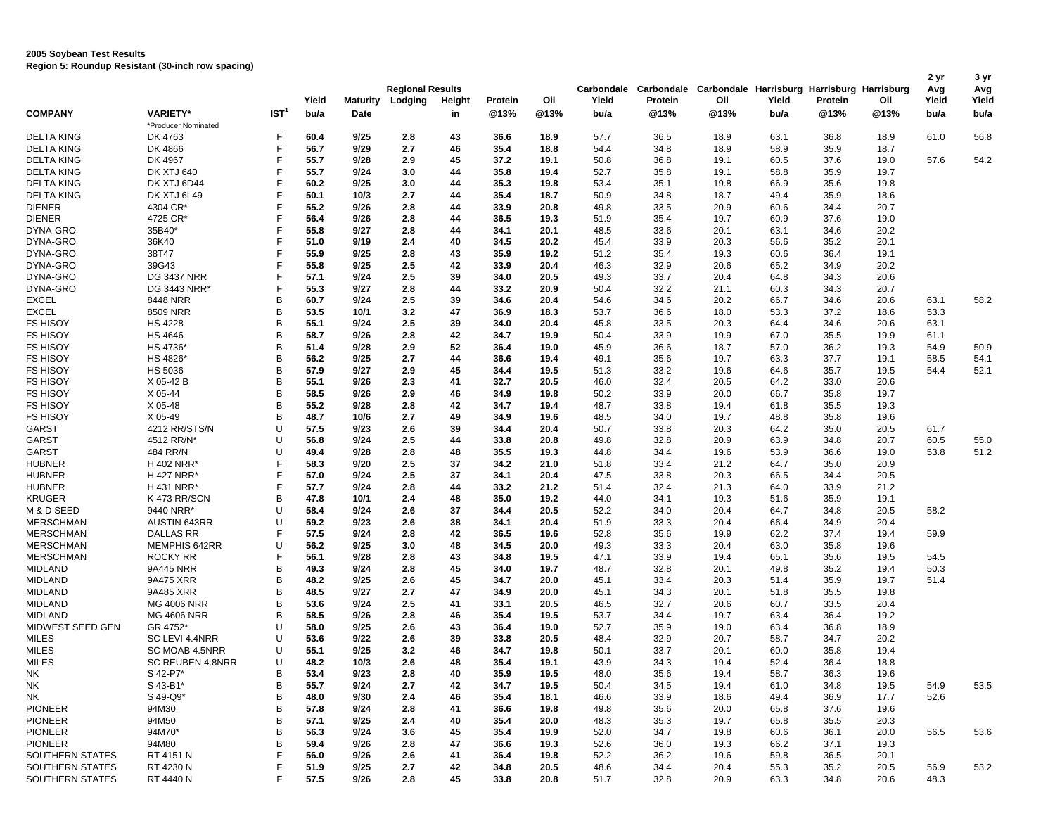**2005 Soybean Test Results**
**Region 5: Roundup Resistant (30-inch row spacing)**

| COMPANY | VARIETY* | IST[1] | Yield bu/a | Maturity Date | Regional Results Lodging | Height in | Protein @13% | Oil @13% | Carbondale Yield bu/a | Carbondale Protein @13% | Carbondale Oil @13% | Harrisburg Yield bu/a | Harrisburg Protein @13% | Harrisburg Oil @13% | 2 yr Avg Yield bu/a | 3 yr Avg Yield bu/a |
|---|---|---|---|---|---|---|---|---|---|---|---|---|---|---|---|---|
| | *Producer Nominated | | | | | | | | | | | | | | | |
| DELTA KING | DK 4763 | F | 60.4 | 9/25 | 2.8 | 43 | 36.6 | 18.9 | 57.7 | 36.5 | 18.9 | 63.1 | 36.8 | 18.9 | 61.0 | 56.8 |
| DELTA KING | DK 4866 | F | 56.7 | 9/29 | 2.7 | 46 | 35.4 | 18.8 | 54.4 | 34.8 | 18.9 | 58.9 | 35.9 | 18.7 | | |
| DELTA KING | DK 4967 | F | 55.7 | 9/28 | 2.9 | 45 | 37.2 | 19.1 | 50.8 | 36.8 | 19.1 | 60.5 | 37.6 | 19.0 | 57.6 | 54.2 |
| DELTA KING | DK XTJ 640 | F | 55.7 | 9/24 | 3.0 | 44 | 35.8 | 19.4 | 52.7 | 35.8 | 19.1 | 58.8 | 35.9 | 19.7 | | |
| DELTA KING | DK XTJ 6D44 | F | 60.2 | 9/25 | 3.0 | 44 | 35.3 | 19.8 | 53.4 | 35.1 | 19.8 | 66.9 | 35.6 | 19.8 | | |
| DELTA KING | DK XTJ 6L49 | F | 50.1 | 10/3 | 2.7 | 44 | 35.4 | 18.7 | 50.9 | 34.8 | 18.7 | 49.4 | 35.9 | 18.6 | | |
| DIENER | 4304 CR* | F | 55.2 | 9/26 | 2.8 | 44 | 33.9 | 20.8 | 49.8 | 33.5 | 20.9 | 60.6 | 34.4 | 20.7 | | |
| DIENER | 4725 CR* | F | 56.4 | 9/26 | 2.8 | 44 | 36.5 | 19.3 | 51.9 | 35.4 | 19.7 | 60.9 | 37.6 | 19.0 | | |
| DYNA-GRO | 35B40* | F | 55.8 | 9/27 | 2.8 | 44 | 34.1 | 20.1 | 48.5 | 33.6 | 20.1 | 63.1 | 34.6 | 20.2 | | |
| DYNA-GRO | 36K40 | F | 51.0 | 9/19 | 2.4 | 40 | 34.5 | 20.2 | 45.4 | 33.9 | 20.3 | 56.6 | 35.2 | 20.1 | | |
| DYNA-GRO | 38T47 | F | 55.9 | 9/25 | 2.8 | 43 | 35.9 | 19.2 | 51.2 | 35.4 | 19.3 | 60.6 | 36.4 | 19.1 | | |
| DYNA-GRO | 39G43 | F | 55.8 | 9/25 | 2.5 | 42 | 33.9 | 20.4 | 46.3 | 32.9 | 20.6 | 65.2 | 34.9 | 20.2 | | |
| DYNA-GRO | DG 3437 NRR | F | 57.1 | 9/24 | 2.5 | 39 | 34.0 | 20.5 | 49.3 | 33.7 | 20.4 | 64.8 | 34.3 | 20.6 | | |
| DYNA-GRO | DG 3443 NRR* | F | 55.3 | 9/27 | 2.8 | 44 | 33.2 | 20.9 | 50.4 | 32.2 | 21.1 | 60.3 | 34.3 | 20.7 | | |
| EXCEL | 8448 NRR | B | 60.7 | 9/24 | 2.5 | 39 | 34.6 | 20.4 | 54.6 | 34.6 | 20.2 | 66.7 | 34.6 | 20.6 | 63.1 | 58.2 |
| EXCEL | 8509 NRR | B | 53.5 | 10/1 | 3.2 | 47 | 36.9 | 18.3 | 53.7 | 36.6 | 18.0 | 53.3 | 37.2 | 18.6 | 53.3 | |
| FS HISOY | HS 4228 | B | 55.1 | 9/24 | 2.5 | 39 | 34.0 | 20.4 | 45.8 | 33.5 | 20.3 | 64.4 | 34.6 | 20.6 | 63.1 | |
| FS HISOY | HS 4646 | B | 58.7 | 9/26 | 2.8 | 42 | 34.7 | 19.9 | 50.4 | 33.9 | 19.9 | 67.0 | 35.5 | 19.9 | 61.1 | |
| FS HISOY | HS 4736* | B | 51.4 | 9/28 | 2.9 | 52 | 36.4 | 19.0 | 45.9 | 36.6 | 18.7 | 57.0 | 36.2 | 19.3 | 54.9 | 50.9 |
| FS HISOY | HS 4826* | B | 56.2 | 9/25 | 2.7 | 44 | 36.6 | 19.4 | 49.1 | 35.6 | 19.7 | 63.3 | 37.7 | 19.1 | 58.5 | 54.1 |
| FS HISOY | HS 5036 | B | 57.9 | 9/27 | 2.9 | 45 | 34.4 | 19.5 | 51.3 | 33.2 | 19.6 | 64.6 | 35.7 | 19.5 | 54.4 | 52.1 |
| FS HISOY | X 05-42 B | B | 55.1 | 9/26 | 2.3 | 41 | 32.7 | 20.5 | 46.0 | 32.4 | 20.5 | 64.2 | 33.0 | 20.6 | | |
| FS HISOY | X 05-44 | B | 58.5 | 9/26 | 2.9 | 46 | 34.9 | 19.8 | 50.2 | 33.9 | 20.0 | 66.7 | 35.8 | 19.7 | | |
| FS HISOY | X 05-48 | B | 55.2 | 9/28 | 2.8 | 42 | 34.7 | 19.4 | 48.7 | 33.8 | 19.4 | 61.8 | 35.5 | 19.3 | | |
| FS HISOY | X 05-49 | B | 48.7 | 10/6 | 2.7 | 49 | 34.9 | 19.6 | 48.5 | 34.0 | 19.7 | 48.8 | 35.8 | 19.6 | | |
| GARST | 4212 RR/STS/N | U | 57.5 | 9/23 | 2.6 | 39 | 34.4 | 20.4 | 50.7 | 33.8 | 20.3 | 64.2 | 35.0 | 20.5 | 61.7 | |
| GARST | 4512 RR/N* | U | 56.8 | 9/24 | 2.5 | 44 | 33.8 | 20.8 | 49.8 | 32.8 | 20.9 | 63.9 | 34.8 | 20.7 | 60.5 | 55.0 |
| GARST | 484 RR/N | U | 49.4 | 9/28 | 2.8 | 48 | 35.5 | 19.3 | 44.8 | 34.4 | 19.6 | 53.9 | 36.6 | 19.0 | 53.8 | 51.2 |
| HUBNER | H 402 NRR* | F | 58.3 | 9/20 | 2.5 | 37 | 34.2 | 21.0 | 51.8 | 33.4 | 21.2 | 64.7 | 35.0 | 20.9 | | |
| HUBNER | H 427 NRR* | F | 57.0 | 9/24 | 2.5 | 37 | 34.1 | 20.4 | 47.5 | 33.8 | 20.3 | 66.5 | 34.4 | 20.5 | | |
| HUBNER | H 431 NRR* | F | 57.7 | 9/24 | 2.8 | 44 | 33.2 | 21.2 | 51.4 | 32.4 | 21.3 | 64.0 | 33.9 | 21.2 | | |
| KRUGER | K-473 RR/SCN | B | 47.8 | 10/1 | 2.4 | 48 | 35.0 | 19.2 | 44.0 | 34.1 | 19.3 | 51.6 | 35.9 | 19.1 | | |
| M & D SEED | 9440 NRR* | U | 58.4 | 9/24 | 2.6 | 37 | 34.4 | 20.5 | 52.2 | 34.0 | 20.4 | 64.7 | 34.8 | 20.5 | 58.2 | |
| MERSCHMAN | AUSTIN 643RR | U | 59.2 | 9/23 | 2.6 | 38 | 34.1 | 20.4 | 51.9 | 33.3 | 20.4 | 66.4 | 34.9 | 20.4 | | |
| MERSCHMAN | DALLAS RR | F | 57.5 | 9/24 | 2.8 | 42 | 36.5 | 19.6 | 52.8 | 35.6 | 19.9 | 62.2 | 37.4 | 19.4 | 59.9 | |
| MERSCHMAN | MEMPHIS 642RR | U | 56.2 | 9/25 | 3.0 | 48 | 34.5 | 20.0 | 49.3 | 33.3 | 20.4 | 63.0 | 35.8 | 19.6 | | |
| MERSCHMAN | ROCKY RR | F | 56.1 | 9/28 | 2.8 | 43 | 34.8 | 19.5 | 47.1 | 33.9 | 19.4 | 65.1 | 35.6 | 19.5 | 54.5 | |
| MIDLAND | 9A445 NRR | B | 49.3 | 9/24 | 2.8 | 45 | 34.0 | 19.7 | 48.7 | 32.8 | 20.1 | 49.8 | 35.2 | 19.4 | 50.3 | |
| MIDLAND | 9A475 XRR | B | 48.2 | 9/25 | 2.6 | 45 | 34.7 | 20.0 | 45.1 | 33.4 | 20.3 | 51.4 | 35.9 | 19.7 | 51.4 | |
| MIDLAND | 9A485 XRR | B | 48.5 | 9/27 | 2.7 | 47 | 34.9 | 20.0 | 45.1 | 34.3 | 20.1 | 51.8 | 35.5 | 19.8 | | |
| MIDLAND | MG 4006 NRR | B | 53.6 | 9/24 | 2.5 | 41 | 33.1 | 20.5 | 46.5 | 32.7 | 20.6 | 60.7 | 33.5 | 20.4 | | |
| MIDLAND | MG 4606 NRR | B | 58.5 | 9/26 | 2.8 | 46 | 35.4 | 19.5 | 53.7 | 34.4 | 19.7 | 63.4 | 36.4 | 19.2 | | |
| MIDWEST SEED GEN | GR 4752* | U | 58.0 | 9/25 | 2.6 | 43 | 36.4 | 19.0 | 52.7 | 35.9 | 19.0 | 63.4 | 36.8 | 18.9 | | |
| MILES | SC LEVI 4.4NRR | U | 53.6 | 9/22 | 2.6 | 39 | 33.8 | 20.5 | 48.4 | 32.9 | 20.7 | 58.7 | 34.7 | 20.2 | | |
| MILES | SC MOAB 4.5NRR | U | 55.1 | 9/25 | 3.2 | 46 | 34.7 | 19.8 | 50.1 | 33.7 | 20.1 | 60.0 | 35.8 | 19.4 | | |
| MILES | SC REUBEN 4.8NRR | U | 48.2 | 10/3 | 2.6 | 48 | 35.4 | 19.1 | 43.9 | 34.3 | 19.4 | 52.4 | 36.4 | 18.8 | | |
| NK | S 42-P7* | B | 53.4 | 9/23 | 2.8 | 40 | 35.9 | 19.5 | 48.0 | 35.6 | 19.4 | 58.7 | 36.3 | 19.6 | | |
| NK | S 43-B1* | B | 55.7 | 9/24 | 2.7 | 42 | 34.7 | 19.5 | 50.4 | 34.5 | 19.4 | 61.0 | 34.8 | 19.5 | 54.9 | 53.5 |
| NK | S 49-Q9* | B | 48.0 | 9/30 | 2.4 | 46 | 35.4 | 18.1 | 46.6 | 33.9 | 18.6 | 49.4 | 36.9 | 17.7 | 52.6 | |
| PIONEER | 94M30 | B | 57.8 | 9/24 | 2.8 | 41 | 36.6 | 19.8 | 49.8 | 35.6 | 20.0 | 65.8 | 37.6 | 19.6 | | |
| PIONEER | 94M50 | B | 57.1 | 9/25 | 2.4 | 40 | 35.4 | 20.0 | 48.3 | 35.3 | 19.7 | 65.8 | 35.5 | 20.3 | | |
| PIONEER | 94M70* | B | 56.3 | 9/24 | 3.6 | 45 | 35.4 | 19.9 | 52.0 | 34.7 | 19.8 | 60.6 | 36.1 | 20.0 | 56.5 | 53.6 |
| PIONEER | 94M80 | B | 59.4 | 9/26 | 2.8 | 47 | 36.6 | 19.3 | 52.6 | 36.0 | 19.3 | 66.2 | 37.1 | 19.3 | | |
| SOUTHERN STATES | RT 4151 N | F | 56.0 | 9/26 | 2.6 | 41 | 36.4 | 19.8 | 52.2 | 36.2 | 19.6 | 59.8 | 36.5 | 20.1 | | |
| SOUTHERN STATES | RT 4230 N | F | 51.9 | 9/25 | 2.7 | 42 | 34.8 | 20.5 | 48.6 | 34.4 | 20.4 | 55.3 | 35.2 | 20.5 | 56.9 | 53.2 |
| SOUTHERN STATES | RT 4440 N | F | 57.5 | 9/26 | 2.8 | 45 | 33.8 | 20.8 | 51.7 | 32.8 | 20.9 | 63.3 | 34.8 | 20.6 | 48.3 | |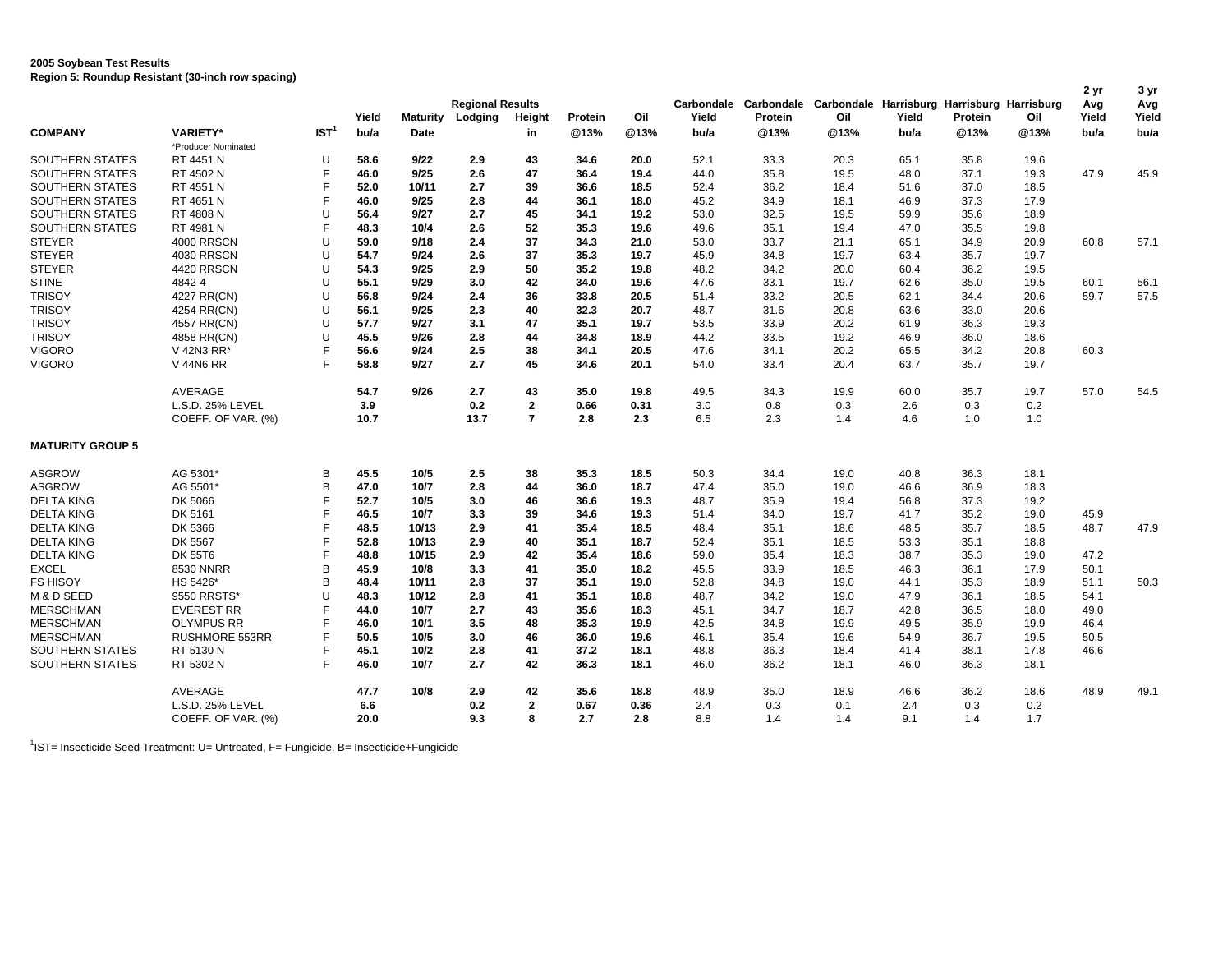**2005 Soybean Test Results**
**Region 5: Roundup Resistant (30-inch row spacing)**

| COMPANY | VARIETY* | IST[1] | Yield bu/a | Maturity Date | Regional Results Lodging | Height in | Protein @13% | Oil @13% | Carbondale Yield bu/a | Carbondale Protein @13% | Carbondale Oil @13% | Harrisburg Yield bu/a | Harrisburg Protein @13% | Harrisburg Oil @13% | 2 yr Avg Yield bu/a | 3 yr Avg Yield bu/a |
|---|---|---|---|---|---|---|---|---|---|---|---|---|---|---|---|---|
| | *Producer Nominated | | | | | | | | | | | | | | | |
| SOUTHERN STATES | RT 4451 N | U | 58.6 | 9/22 | 2.9 | 43 | 34.6 | 20.0 | 52.1 | 33.3 | 20.3 | 65.1 | 35.8 | 19.6 | | |
| SOUTHERN STATES | RT 4502 N | F | 46.0 | 9/25 | 2.6 | 47 | 36.4 | 19.4 | 44.0 | 35.8 | 19.5 | 48.0 | 37.1 | 19.3 | 47.9 | 45.9 |
| SOUTHERN STATES | RT 4551 N | F | 52.0 | 10/11 | 2.7 | 39 | 36.6 | 18.5 | 52.4 | 36.2 | 18.4 | 51.6 | 37.0 | 18.5 | | |
| SOUTHERN STATES | RT 4651 N | F | 46.0 | 9/25 | 2.8 | 44 | 36.1 | 18.0 | 45.2 | 34.9 | 18.1 | 46.9 | 37.3 | 17.9 | | |
| SOUTHERN STATES | RT 4808 N | U | 56.4 | 9/27 | 2.7 | 45 | 34.1 | 19.2 | 53.0 | 32.5 | 19.5 | 59.9 | 35.6 | 18.9 | | |
| SOUTHERN STATES | RT 4981 N | F | 48.3 | 10/4 | 2.6 | 52 | 35.3 | 19.6 | 49.6 | 35.1 | 19.4 | 47.0 | 35.5 | 19.8 | | |
| STEYER | 4000 RRSCN | U | 59.0 | 9/18 | 2.4 | 37 | 34.3 | 21.0 | 53.0 | 33.7 | 21.1 | 65.1 | 34.9 | 20.9 | 60.8 | 57.1 |
| STEYER | 4030 RRSCN | U | 54.7 | 9/24 | 2.6 | 37 | 35.3 | 19.7 | 45.9 | 34.8 | 19.7 | 63.4 | 35.7 | 19.7 | | |
| STEYER | 4420 RRSCN | U | 54.3 | 9/25 | 2.9 | 50 | 35.2 | 19.8 | 48.2 | 34.2 | 20.0 | 60.4 | 36.2 | 19.5 | | |
| STINE | 4842-4 | U | 55.1 | 9/29 | 3.0 | 42 | 34.0 | 19.6 | 47.6 | 33.1 | 19.7 | 62.6 | 35.0 | 19.5 | 60.1 | 56.1 |
| TRISOY | 4227 RR(CN) | U | 56.8 | 9/24 | 2.4 | 36 | 33.8 | 20.5 | 51.4 | 33.2 | 20.5 | 62.1 | 34.4 | 20.6 | 59.7 | 57.5 |
| TRISOY | 4254 RR(CN) | U | 56.1 | 9/25 | 2.3 | 40 | 32.3 | 20.7 | 48.7 | 31.6 | 20.8 | 63.6 | 33.0 | 20.6 | | |
| TRISOY | 4557 RR(CN) | U | 57.7 | 9/27 | 3.1 | 47 | 35.1 | 19.7 | 53.5 | 33.9 | 20.2 | 61.9 | 36.3 | 19.3 | | |
| TRISOY | 4858 RR(CN) | U | 45.5 | 9/26 | 2.8 | 44 | 34.8 | 18.9 | 44.2 | 33.5 | 19.2 | 46.9 | 36.0 | 18.6 | | |
| VIGORO | V 42N3 RR* | F | 56.6 | 9/24 | 2.5 | 38 | 34.1 | 20.5 | 47.6 | 34.1 | 20.2 | 65.5 | 34.2 | 20.8 | 60.3 | |
| VIGORO | V 44N6 RR | F | 58.8 | 9/27 | 2.7 | 45 | 34.6 | 20.1 | 54.0 | 33.4 | 20.4 | 63.7 | 35.7 | 19.7 | | |
| | AVERAGE | | 54.7 | 9/26 | 2.7 | 43 | 35.0 | 19.8 | 49.5 | 34.3 | 19.9 | 60.0 | 35.7 | 19.7 | 57.0 | 54.5 |
| | L.S.D. 25% LEVEL | | 3.9 | | 0.2 | 2 | 0.66 | 0.31 | 3.0 | 0.8 | 0.3 | 2.6 | 0.3 | 0.2 | | |
| | COEFF. OF VAR. (%) | | 10.7 | | 13.7 | 7 | 2.8 | 2.3 | 6.5 | 2.3 | 1.4 | 4.6 | 1.0 | 1.0 | | |
| **MATURITY GROUP 5** | | | | | | | | | | | | | | | | |
| ASGROW | AG 5301* | B | 45.5 | 10/5 | 2.5 | 38 | 35.3 | 18.5 | 50.3 | 34.4 | 19.0 | 40.8 | 36.3 | 18.1 | | |
| ASGROW | AG 5501* | B | 47.0 | 10/7 | 2.8 | 44 | 36.0 | 18.7 | 47.4 | 35.0 | 19.0 | 46.6 | 36.9 | 18.3 | | |
| DELTA KING | DK 5066 | F | 52.7 | 10/5 | 3.0 | 46 | 36.6 | 19.3 | 48.7 | 35.9 | 19.4 | 56.8 | 37.3 | 19.2 | | |
| DELTA KING | DK 5161 | F | 46.5 | 10/7 | 3.3 | 39 | 34.6 | 19.3 | 51.4 | 34.0 | 19.7 | 41.7 | 35.2 | 19.0 | 45.9 | |
| DELTA KING | DK 5366 | F | 48.5 | 10/13 | 2.9 | 41 | 35.4 | 18.5 | 48.4 | 35.1 | 18.6 | 48.5 | 35.7 | 18.5 | 48.7 | 47.9 |
| DELTA KING | DK 5567 | F | 52.8 | 10/13 | 2.9 | 40 | 35.1 | 18.7 | 52.4 | 35.1 | 18.5 | 53.3 | 35.1 | 18.8 | | |
| DELTA KING | DK 55T6 | F | 48.8 | 10/15 | 2.9 | 42 | 35.4 | 18.6 | 59.0 | 35.4 | 18.3 | 38.7 | 35.3 | 19.0 | 47.2 | |
| EXCEL | 8530 NNRR | B | 45.9 | 10/8 | 3.3 | 41 | 35.0 | 18.2 | 45.5 | 33.9 | 18.5 | 46.3 | 36.1 | 17.9 | 50.1 | |
| FS HISOY | HS 5426* | B | 48.4 | 10/11 | 2.8 | 37 | 35.1 | 19.0 | 52.8 | 34.8 | 19.0 | 44.1 | 35.3 | 18.9 | 51.1 | 50.3 |
| M & D SEED | 9550 RRSTS* | U | 48.3 | 10/12 | 2.8 | 41 | 35.1 | 18.8 | 48.7 | 34.2 | 19.0 | 47.9 | 36.1 | 18.5 | 54.1 | |
| MERSCHMAN | EVEREST RR | F | 44.0 | 10/7 | 2.7 | 43 | 35.6 | 18.3 | 45.1 | 34.7 | 18.7 | 42.8 | 36.5 | 18.0 | 49.0 | |
| MERSCHMAN | OLYMPUS RR | F | 46.0 | 10/1 | 3.5 | 48 | 35.3 | 19.9 | 42.5 | 34.8 | 19.9 | 49.5 | 35.9 | 19.9 | 46.4 | |
| MERSCHMAN | RUSHMORE 553RR | F | 50.5 | 10/5 | 3.0 | 46 | 36.0 | 19.6 | 46.1 | 35.4 | 19.6 | 54.9 | 36.7 | 19.5 | 50.5 | |
| SOUTHERN STATES | RT 5130 N | F | 45.1 | 10/2 | 2.8 | 41 | 37.2 | 18.1 | 48.8 | 36.3 | 18.4 | 41.4 | 38.1 | 17.8 | 46.6 | |
| SOUTHERN STATES | RT 5302 N | F | 46.0 | 10/7 | 2.7 | 42 | 36.3 | 18.1 | 46.0 | 36.2 | 18.1 | 46.0 | 36.3 | 18.1 | | |
| | AVERAGE | | 47.7 | 10/8 | 2.9 | 42 | 35.6 | 18.8 | 48.9 | 35.0 | 18.9 | 46.6 | 36.2 | 18.6 | 48.9 | 49.1 |
| | L.S.D. 25% LEVEL | | 6.6 | | 0.2 | 2 | 0.67 | 0.36 | 2.4 | 0.3 | 0.1 | 2.4 | 0.3 | 0.2 | | |
| | COEFF. OF VAR. (%) | | 20.0 | | 9.3 | 8 | 2.7 | 2.8 | 8.8 | 1.4 | 1.4 | 9.1 | 1.4 | 1.7 | | |

[1]IST= Insecticide Seed Treatment: U= Untreated, F= Fungicide, B= Insecticide+Fungicide